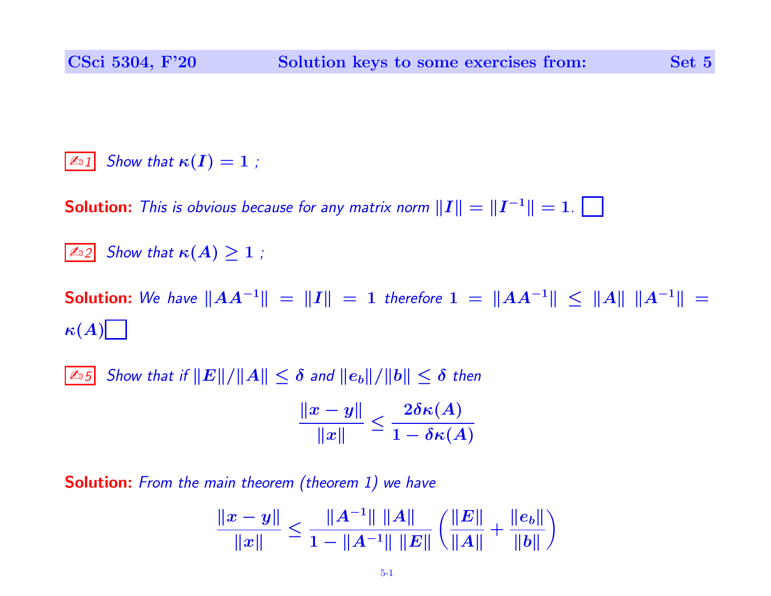CSci 5304, F'20 — Solution keys to some exercises from: Set 5

✍1 *Show that $\kappa(I) = 1$ ;*

**Solution:** *This is obvious because for any matrix norm $\|I\| = \|I^{-1}\| = 1$.* □

✍2 *Show that $\kappa(A) \geq 1$ ;*

**Solution:** *We have $\|AA^{-1}\| = \|I\| = 1$ therefore $1 = \|AA^{-1}\| \leq \|A\| \, \|A^{-1}\| = \kappa(A)$* □

✍5 *Show that if $\|E\|/\|A\| \leq \delta$ and $\|e_b\|/\|b\| \leq \delta$ then*

$$\frac{\|x - y\|}{\|x\|} \leq \frac{2\delta\kappa(A)}{1 - \delta\kappa(A)}$$

**Solution:** *From the main theorem (theorem 1) we have*

$$\frac{\|x - y\|}{\|x\|} \leq \frac{\|A^{-1}\| \, \|A\|}{1 - \|A^{-1}\| \, \|E\|} \left( \frac{\|E\|}{\|A\|} + \frac{\|e_b\|}{\|b\|} \right)$$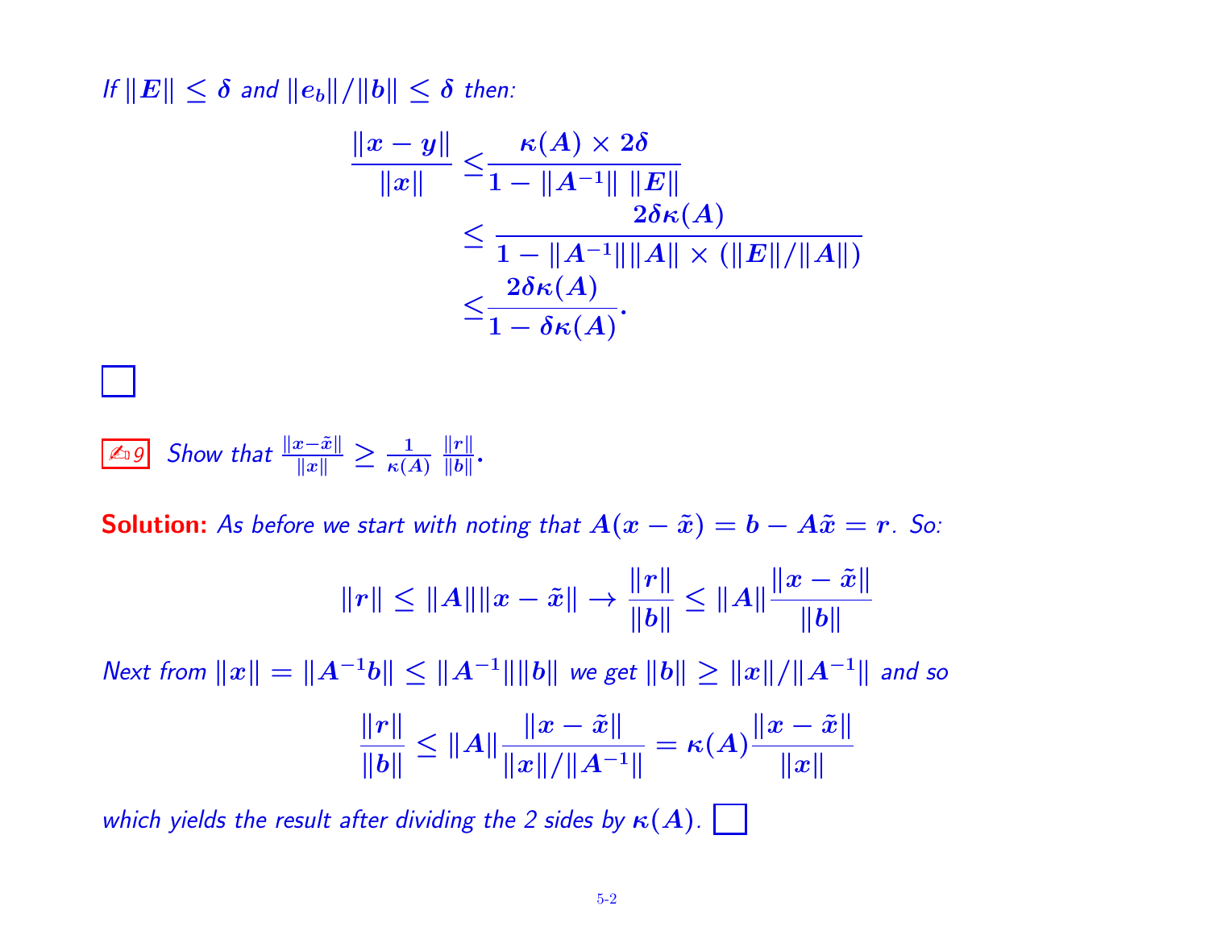*If $\|E\| \leq \delta$ and $\|e_b\|/\|b\| \leq \delta$ then:*

$$
\begin{aligned}
\frac{\|x-y\|}{\|x\|} &\leq \frac{\kappa(A) \times 2\delta}{1 - \|A^{-1}\| \; \|E\|} \\
&\leq \frac{2\delta\kappa(A)}{1 - \|A^{-1}\|\|A\| \times (\|E\|/\|A\|)} \\
&\leq \frac{2\delta\kappa(A)}{1 - \delta\kappa(A)}.
\end{aligned}
$$

☐

✍ 9 *Show that* $\frac{\|x-\tilde{x}\|}{\|x\|} \geq \frac{1}{\kappa(A)} \frac{\|r\|}{\|b\|}$.

**Solution:** *As before we start with noting that* $A(x - \tilde{x}) = b - A\tilde{x} = r$. *So:*

$$
\|r\| \leq \|A\|\|x-\tilde{x}\| \rightarrow \frac{\|r\|}{\|b\|} \leq \|A\| \frac{\|x-\tilde{x}\|}{\|b\|}
$$

*Next from* $\|x\| = \|A^{-1}b\| \leq \|A^{-1}\|\|b\|$ *we get* $\|b\| \geq \|x\|/\|A^{-1}\|$ *and so*

$$
\frac{\|r\|}{\|b\|} \leq \|A\| \frac{\|x-\tilde{x}\|}{\|x\|/\|A^{-1}\|} = \kappa(A) \frac{\|x-\tilde{x}\|}{\|x\|}
$$

*which yields the result after dividing the 2 sides by* $\kappa(A)$. ☐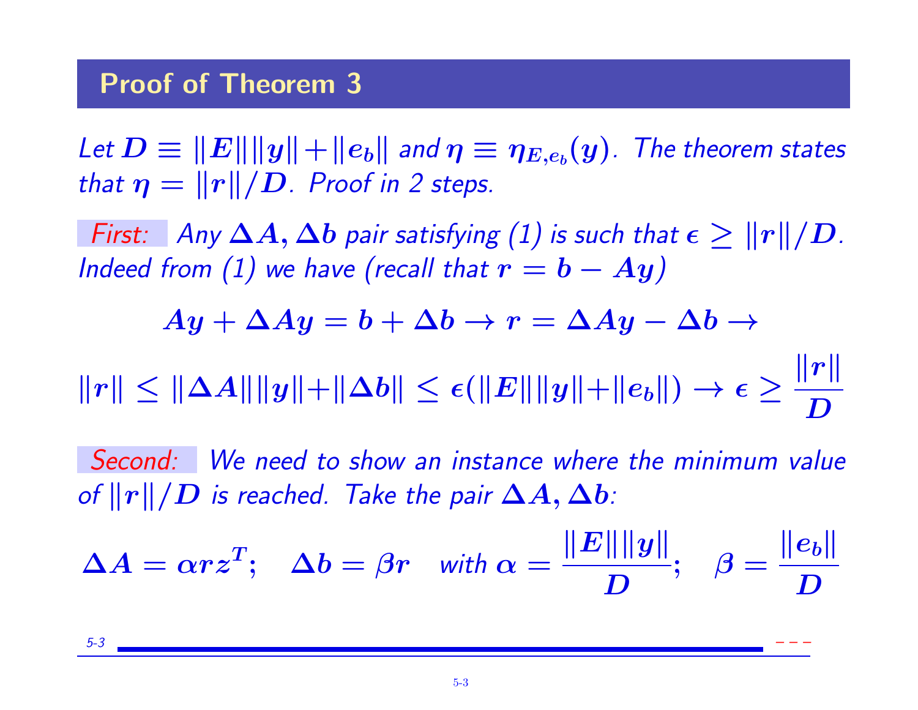## Proof of Theorem 3

*Let* $D \equiv \|E\|\|y\| + \|e_b\|$ *and* $\eta \equiv \eta_{E,e_b}(y)$*. The theorem states that* $\eta = \|r\|/D$*. Proof in 2 steps.*

*First:* *Any* $\Delta A, \Delta b$ *pair satisfying (1) is such that* $\epsilon \geq \|r\|/D$*. Indeed from (1) we have (recall that* $r = b - Ay$*)*

$$Ay + \Delta A y = b + \Delta b \rightarrow r = \Delta A y - \Delta b \rightarrow$$

$$\|r\| \leq \|\Delta A\|\|y\| + \|\Delta b\| \leq \epsilon(\|E\|\|y\| + \|e_b\|) \rightarrow \epsilon \geq \frac{\|r\|}{D}$$

*Second:* *We need to show an instance where the minimum value of* $\|r\|/D$ *is reached. Take the pair* $\Delta A, \Delta b$*:*

$$\Delta A = \alpha r z^T; \quad \Delta b = \beta r \quad \text{with } \alpha = \frac{\|E\|\|y\|}{D}; \quad \beta = \frac{\|e_b\|}{D}$$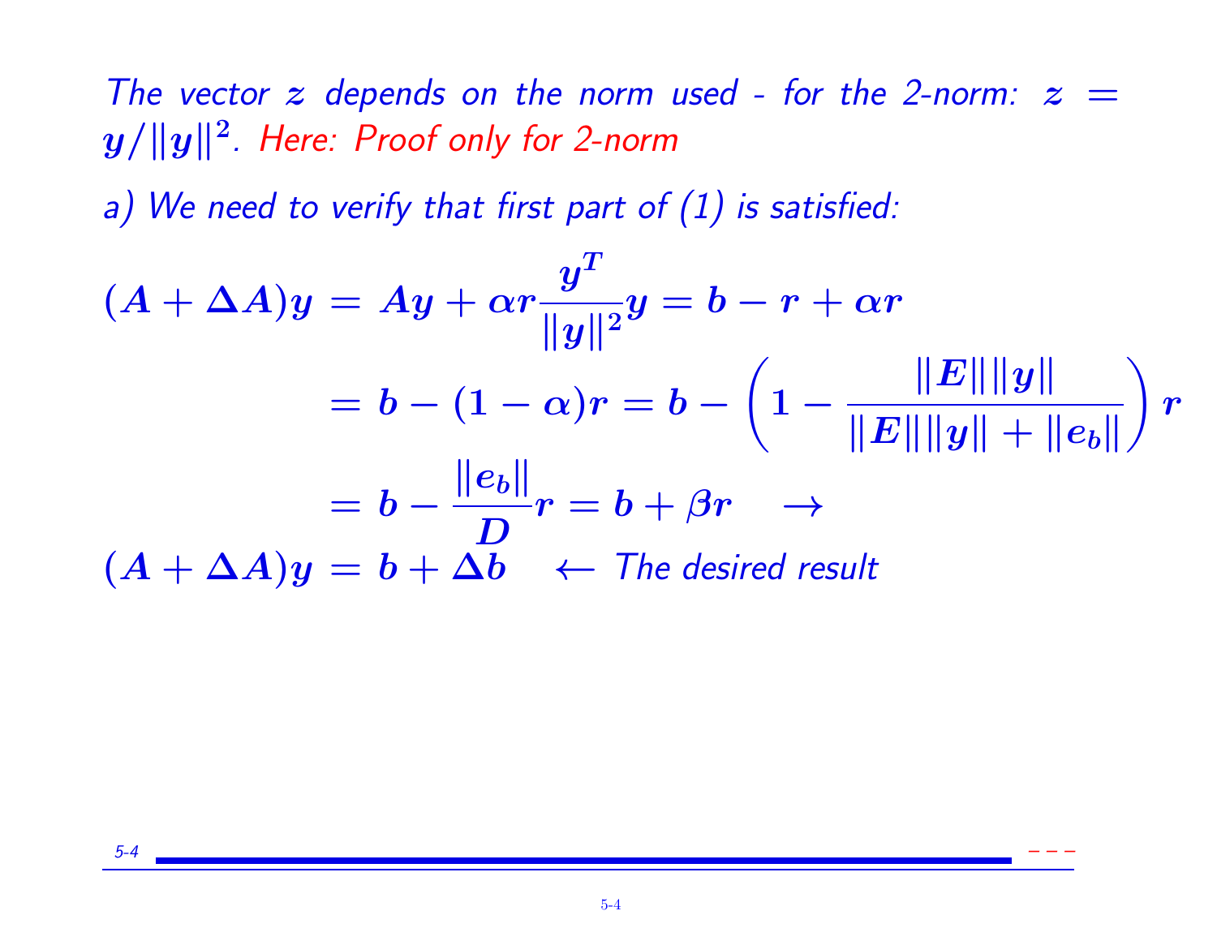*The vector $z$ depends on the norm used - for the 2-norm: $z = y/\|y\|^2$. Here: Proof only for 2-norm*

*a) We need to verify that first part of (1) is satisfied:*

$$
\begin{aligned}
(A + \Delta A)y &= Ay + \alpha r \frac{y^T}{\|y\|^2} y = b - r + \alpha r \\
&= b - (1 - \alpha) r = b - \left(1 - \frac{\|E\|\|y\|}{\|E\|\|y\| + \|e_b\|}\right) r \\
&= b - \frac{\|e_b\|}{D} r = b + \beta r \quad \rightarrow \\
(A + \Delta A)y &= b + \Delta b \quad \leftarrow \textit{ The desired result}
\end{aligned}
$$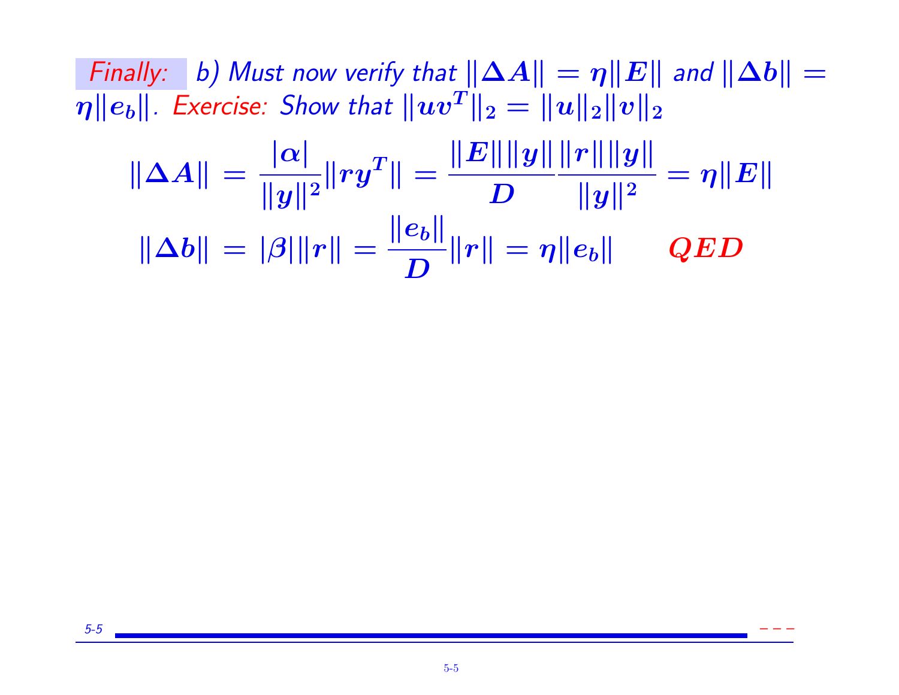*Finally:* b) Must now verify that $\|\Delta A\| = \eta \|E\|$ and $\|\Delta b\| = \eta \|e_b\|$. *Exercise:* Show that $\|uv^T\|_2 = \|u\|_2 \|v\|_2$

$$\|\Delta A\| = \frac{|\alpha|}{\|y\|^2} \|ry^T\| = \frac{\|E\| \|y\|}{D} \frac{\|r\| \|y\|}{\|y\|^2} = \eta \|E\|$$

$$\|\Delta b\| = |\beta| \|r\| = \frac{\|e_b\|}{D} \|r\| = \eta \|e_b\| \qquad QED$$